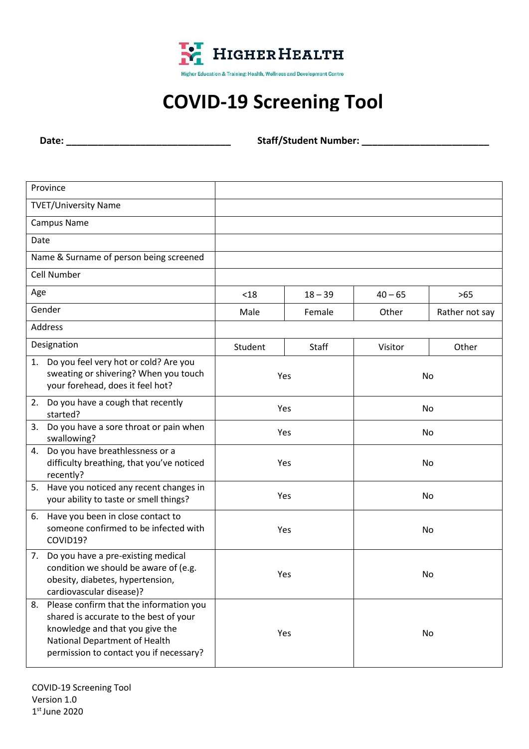**HIGHER HEALTH**

Higher Education & Training: Health, Wellness and Development Centre

# COVID-19 Screening Tool

**Date: ______________________________** **Staff/Student Number: _______________________**

| | | | | |
|---|---|---|---|---|
| Province | | | | |
| TVET/University Name | | | | |
| Campus Name | | | | |
| Date | | | | |
| Name & Surname of person being screened | | | | |
| Cell Number | | | | |
| Age | <18 | 18 – 39 | 40 – 65 | >65 |
| Gender | Male | Female | Other | Rather not say |
| Address | | | | |
| Designation | Student | Staff | Visitor | Other |
| 1. Do you feel very hot or cold? Are you sweating or shivering? When you touch your forehead, does it feel hot? | Yes | | No | |
| 2. Do you have a cough that recently started? | Yes | | No | |
| 3. Do you have a sore throat or pain when swallowing? | Yes | | No | |
| 4. Do you have breathlessness or a difficulty breathing, that you've noticed recently? | Yes | | No | |
| 5. Have you noticed any recent changes in your ability to taste or smell things? | Yes | | No | |
| 6. Have you been in close contact to someone confirmed to be infected with COVID19? | Yes | | No | |
| 7. Do you have a pre-existing medical condition we should be aware of (e.g. obesity, diabetes, hypertension, cardiovascular disease)? | Yes | | No | |
| 8. Please confirm that the information you shared is accurate to the best of your knowledge and that you give the National Department of Health permission to contact you if necessary? | Yes | | No | |

COVID-19 Screening Tool
Version 1.0
1st June 2020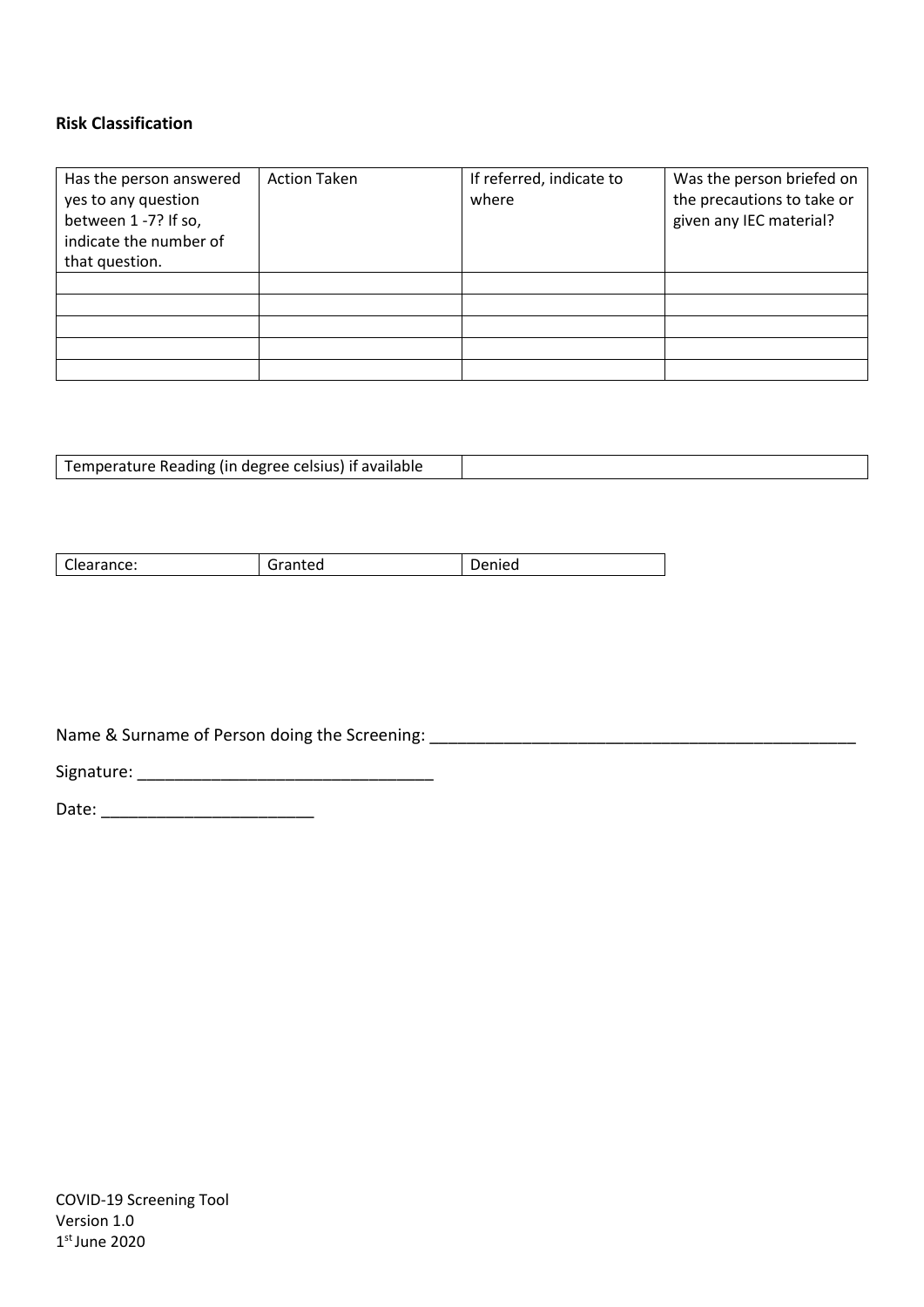**Risk Classification**

| Has the person answered yes to any question between 1 -7? If so, indicate the number of that question. | Action Taken | If referred, indicate to where | Was the person briefed on the precautions to take or given any IEC material? |
|---|---|---|---|
| | | | |
| | | | |
| | | | |
| | | | |
| | | | |

| | |
|---|---|
| Temperature Reading (in degree celsius) if available | |

| | | |
|---|---|---|
| Clearance: | Granted | Denied |

Name & Surname of Person doing the Screening: _______________________________________________

Signature: _______________________________

Date: _______________________

COVID-19 Screening Tool
Version 1.0
1st June 2020